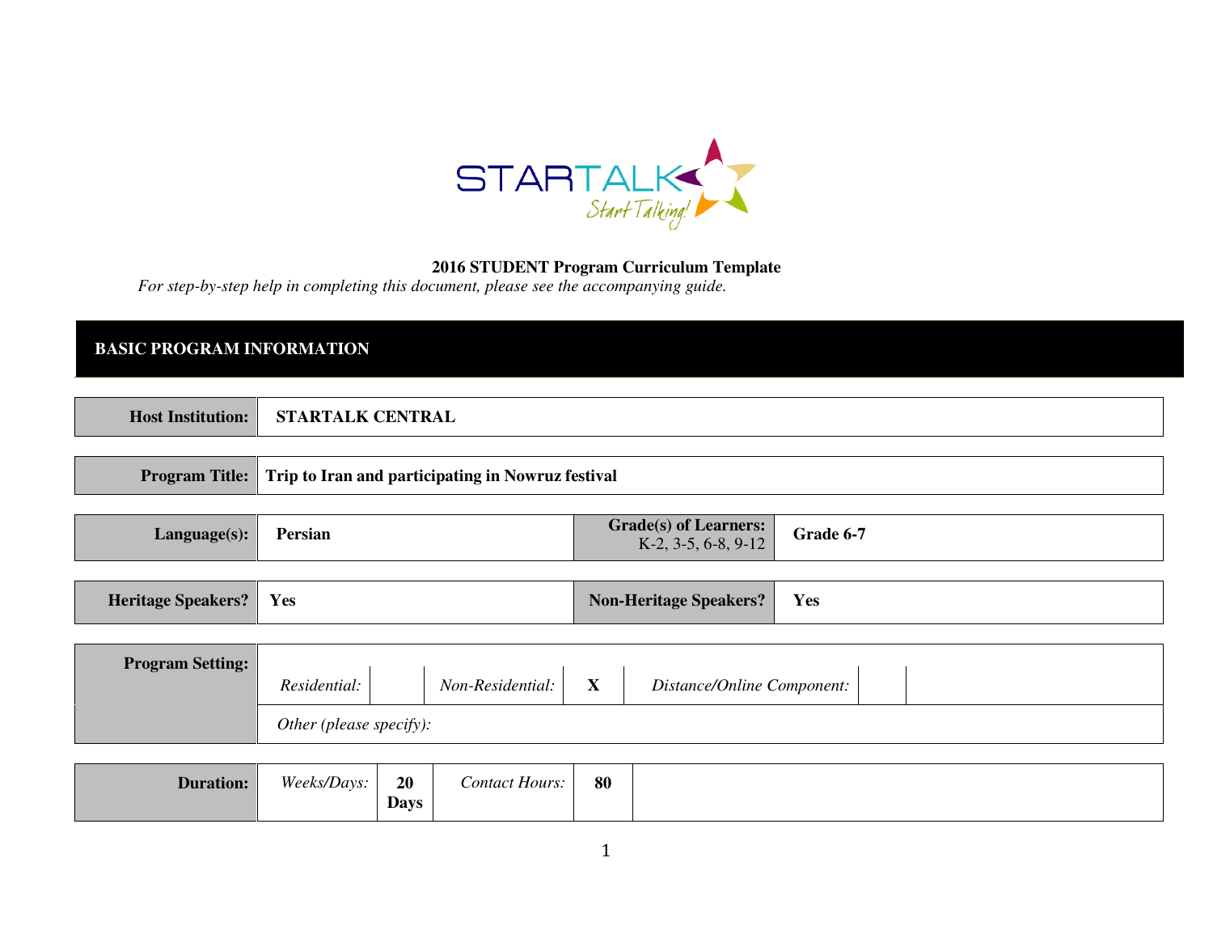STARTALK Start Talking!

**2016 STUDENT Program Curriculum Template**

*For step-by-step help in completing this document, please see the accompanying guide.*

## BASIC PROGRAM INFORMATION

| | |
|---|---|
| **Host Institution:** | **STARTALK CENTRAL** |

| | |
|---|---|
| **Program Title:** | **Trip to Iran and participating in Nowruz festival** |

| | | | |
|---|---|---|---|
| **Language(s):** | **Persian** | **Grade(s) of Learners:** K-2, 3-5, 6-8, 9-12 | **Grade 6-7** |

| | | | |
|---|---|---|---|
| **Heritage Speakers?** | **Yes** | **Non-Heritage Speakers?** | **Yes** |

| | | | | | | | |
|---|---|---|---|---|---|---|---|
| **Program Setting:** | *Residential:* | | *Non-Residential:* | **X** | *Distance/Online Component:* | | |
| | *Other (please specify):* | | | | | | |

| | | | | | |
|---|---|---|---|---|---|
| **Duration:** | *Weeks/Days:* | **20 Days** | *Contact Hours:* | **80** | |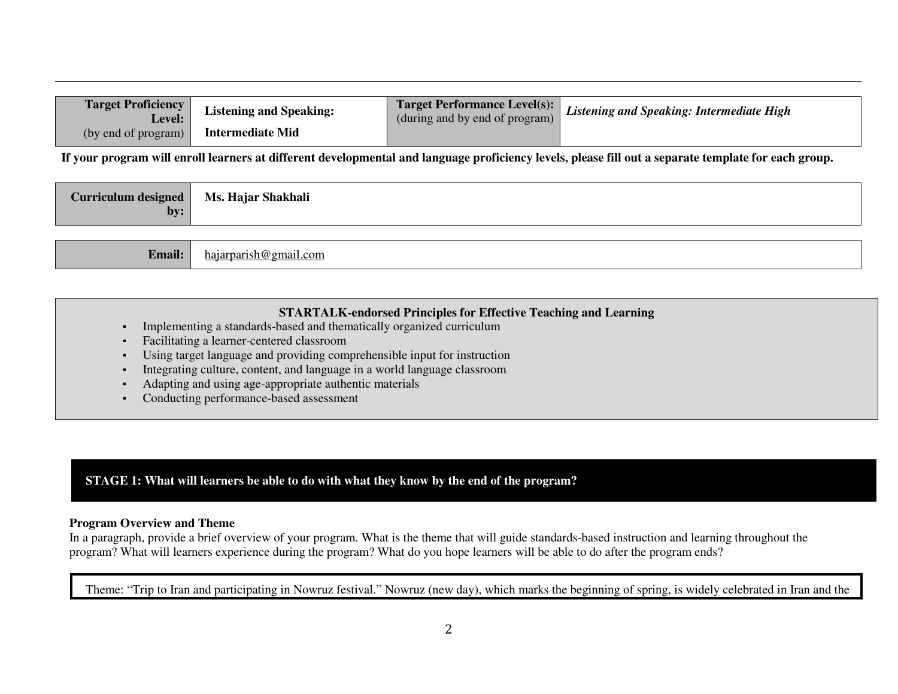| | | | |
|---|---|---|---|
| **Target Proficiency Level:** (by end of program) | **Listening and Speaking: Intermediate Mid** | **Target Performance Level(s):** (during and by end of program) | ***Listening and Speaking: Intermediate High*** |

**If your program will enroll learners at different developmental and language proficiency levels, please fill out a separate template for each group.**

| | |
|---|---|
| **Curriculum designed by:** | **Ms. Hajar Shakhali** |

| | |
|---|---|
| **Email:** | hajarparish@gmail.com |

**STARTALK-endorsed Principles for Effective Teaching and Learning**

- Implementing a standards-based and thematically organized curriculum
- Facilitating a learner-centered classroom
- Using target language and providing comprehensible input for instruction
- Integrating culture, content, and language in a world language classroom
- Adapting and using age-appropriate authentic materials
- Conducting performance-based assessment

## STAGE 1: What will learners be able to do with what they know by the end of the program?

**Program Overview and Theme**

In a paragraph, provide a brief overview of your program. What is the theme that will guide standards-based instruction and learning throughout the program? What will learners experience during the program? What do you hope learners will be able to do after the program ends?

Theme: "Trip to Iran and participating in Nowruz festival." Nowruz (new day), which marks the beginning of spring, is widely celebrated in Iran and the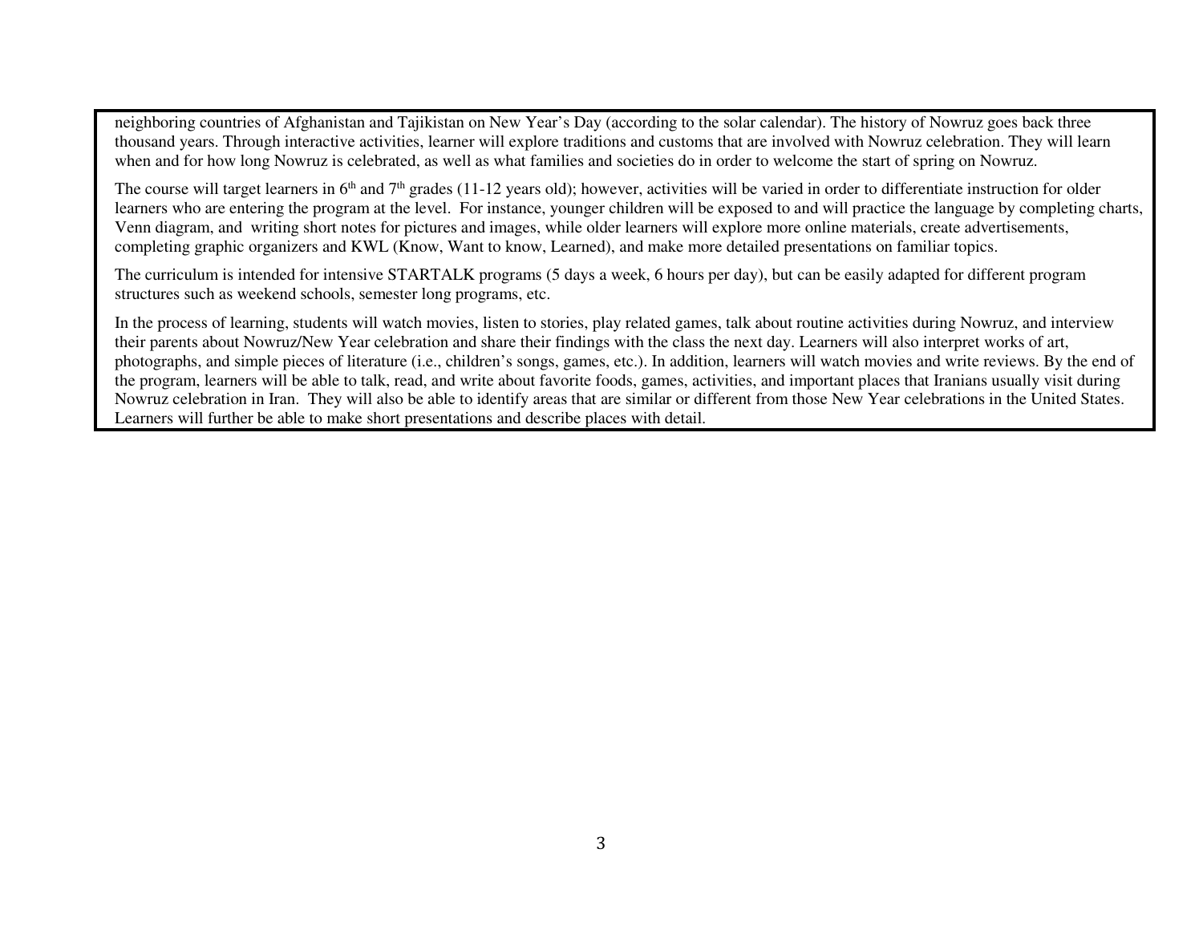neighboring countries of Afghanistan and Tajikistan on New Year's Day (according to the solar calendar). The history of Nowruz goes back three thousand years. Through interactive activities, learner will explore traditions and customs that are involved with Nowruz celebration. They will learn when and for how long Nowruz is celebrated, as well as what families and societies do in order to welcome the start of spring on Nowruz.

The course will target learners in 6th and 7th grades (11-12 years old); however, activities will be varied in order to differentiate instruction for older learners who are entering the program at the level. For instance, younger children will be exposed to and will practice the language by completing charts, Venn diagram, and writing short notes for pictures and images, while older learners will explore more online materials, create advertisements, completing graphic organizers and KWL (Know, Want to know, Learned), and make more detailed presentations on familiar topics.

The curriculum is intended for intensive STARTALK programs (5 days a week, 6 hours per day), but can be easily adapted for different program structures such as weekend schools, semester long programs, etc.

In the process of learning, students will watch movies, listen to stories, play related games, talk about routine activities during Nowruz, and interview their parents about Nowruz/New Year celebration and share their findings with the class the next day. Learners will also interpret works of art, photographs, and simple pieces of literature (i.e., children's songs, games, etc.). In addition, learners will watch movies and write reviews. By the end of the program, learners will be able to talk, read, and write about favorite foods, games, activities, and important places that Iranians usually visit during Nowruz celebration in Iran. They will also be able to identify areas that are similar or different from those New Year celebrations in the United States. Learners will further be able to make short presentations and describe places with detail.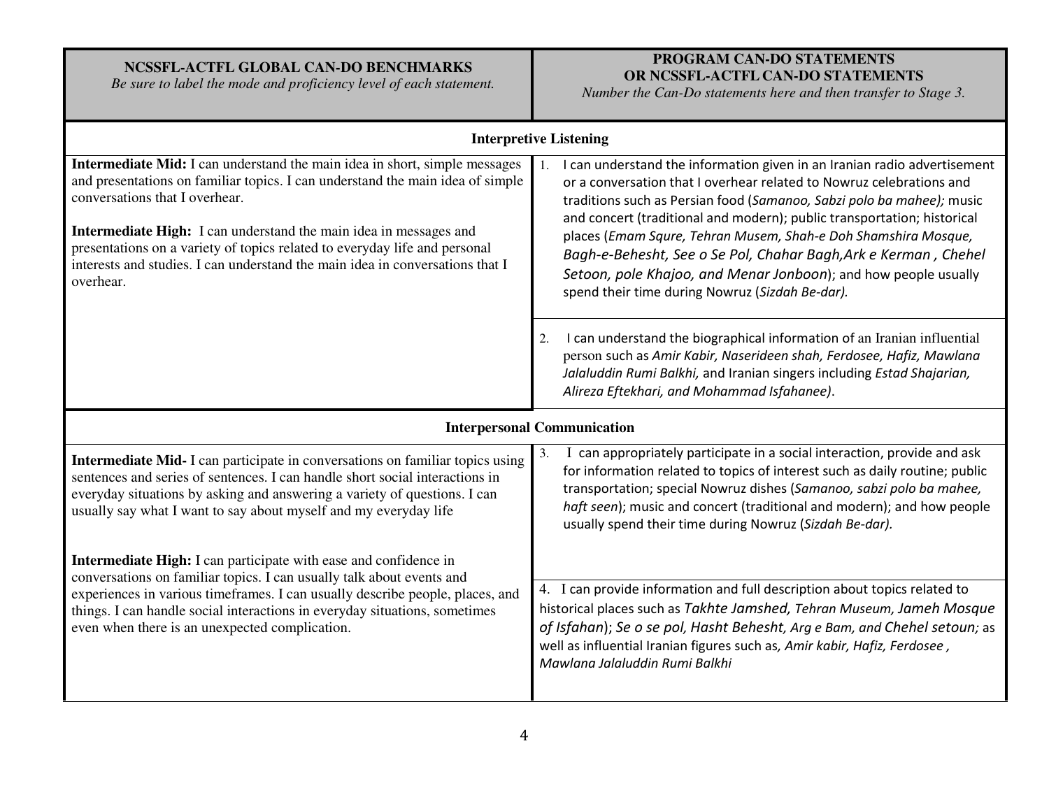| NCSSFL-ACTFL GLOBAL CAN-DO BENCHMARKS<br>*Be sure to label the mode and proficiency level of each statement.* | PROGRAM CAN-DO STATEMENTS<br>OR NCSSFL-ACTFL CAN-DO STATEMENTS<br>*Number the Can-Do statements here and then transfer to Stage 3.* |
|---|---|
| **Interpretive Listening** | |
| **Intermediate Mid:** I can understand the main idea in short, simple messages and presentations on familiar topics. I can understand the main idea of simple conversations that I overhear.<br><br>**Intermediate High:** I can understand the main idea in messages and presentations on a variety of topics related to everyday life and personal interests and studies. I can understand the main idea in conversations that I overhear. | 1. I can understand the information given in an Iranian radio advertisement or a conversation that I overhear related to Nowruz celebrations and traditions such as Persian food (*Samanoo, Sabzi polo ba mahee);* music and concert (traditional and modern); public transportation; historical places (*Emam Squre, Tehran Musem, Shah-e Doh Shamshira Mosque, Bagh-e-Behesht, See o Se Pol, Chahar Bagh,Ark e Kerman , Chehel Setoon, pole Khajoo, and Menar Jonboon*); and how people usually spend their time during Nowruz (*Sizdah Be-dar).*<br><br>2. I can understand the biographical information of an Iranian influential person such as *Amir Kabir, Naserideen shah, Ferdosee, Hafiz, Mawlana Jalaluddin Rumi Balkhi,* and Iranian singers including *Estad Shajarian, Alireza Eftekhari, and Mohammad Isfahanee)*. |
| **Interpersonal Communication** | |
| **Intermediate Mid-** I can participate in conversations on familiar topics using sentences and series of sentences. I can handle short social interactions in everyday situations by asking and answering a variety of questions. I can usually say what I want to say about myself and my everyday life<br><br>**Intermediate High:** I can participate with ease and confidence in conversations on familiar topics. I can usually talk about events and experiences in various timeframes. I can usually describe people, places, and things. I can handle social interactions in everyday situations, sometimes even when there is an unexpected complication. | 3. I can appropriately participate in a social interaction, provide and ask for information related to topics of interest such as daily routine; public transportation; special Nowruz dishes (*Samanoo, sabzi polo ba mahee, haft seen*); music and concert (traditional and modern); and how people usually spend their time during Nowruz (*Sizdah Be-dar).*<br><br>4. I can provide information and full description about topics related to historical places such as *Takhte Jamshed, Tehran Museum, Jameh Mosque of Isfahan*); *Se o se pol, Hasht Behesht, Arg e Bam, and Chehel setoun;* as well as influential Iranian figures such as*, Amir kabir, Hafiz, Ferdosee , Mawlana Jalaluddin Rumi Balkhi* |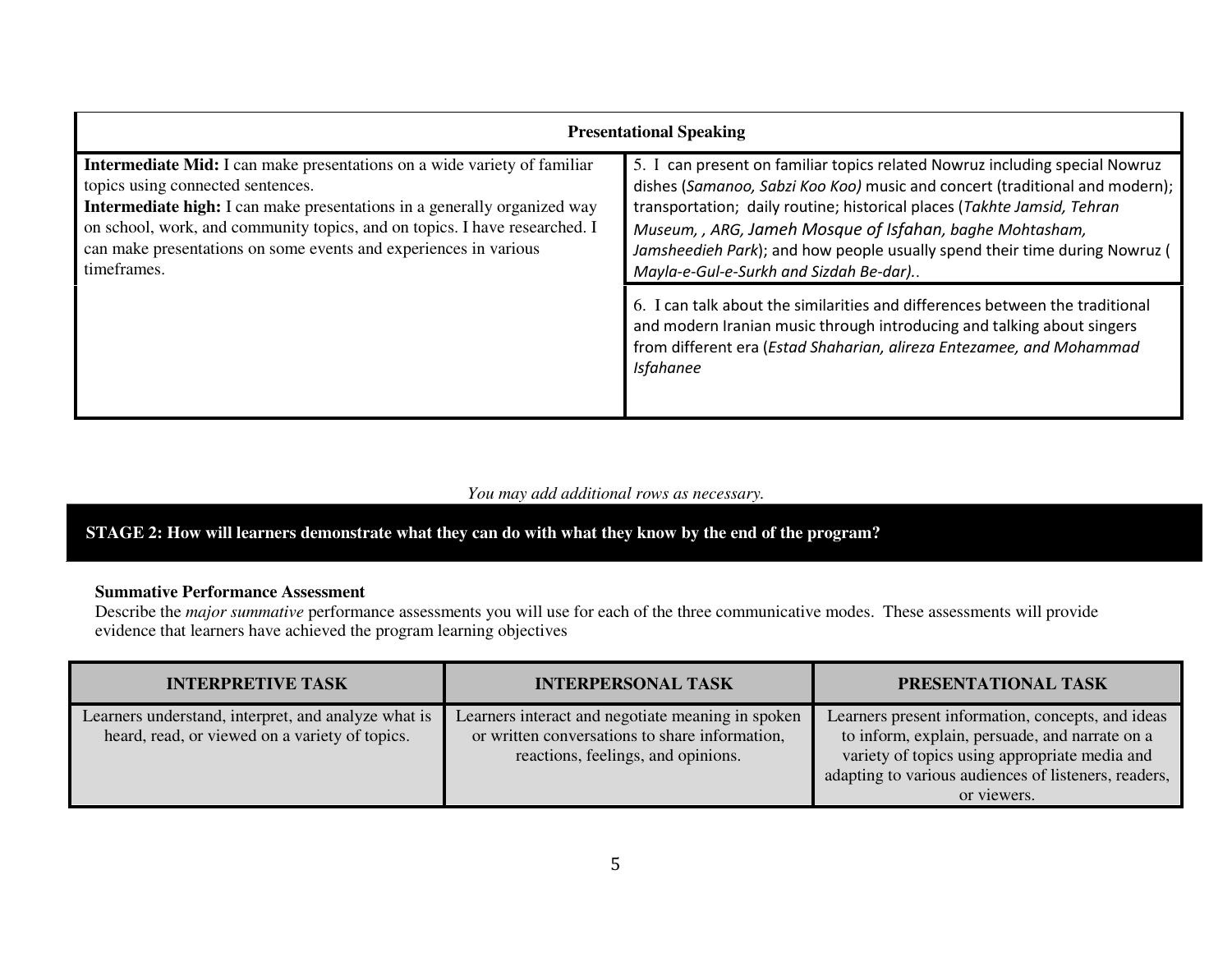| Presentational Speaking | |
|---|---|
| **Intermediate Mid:** I can make presentations on a wide variety of familiar topics using connected sentences.<br>**Intermediate high:** I can make presentations in a generally organized way on school, work, and community topics, and on topics. I have researched. I can make presentations on some events and experiences in various timeframes. | 5. I can present on familiar topics related Nowruz including special Nowruz dishes (*Samanoo, Sabzi Koo Koo)* music and concert (traditional and modern); transportation; daily routine; historical places (*Takhte Jamsid, Tehran Museum, , ARG, Jameh Mosque of Isfahan, baghe Mohtasham, Jamsheedieh Park*); and how people usually spend their time during Nowruz ( *Mayla-e-Gul-e-Surkh and Sizdah Be-dar).*. |
| | 6. I can talk about the similarities and differences between the traditional and modern Iranian music through introducing and talking about singers from different era (*Estad Shaharian, alireza Entezamee, and Mohammad Isfahanee* |

*You may add additional rows as necessary.*

## STAGE 2: How will learners demonstrate what they can do with what they know by the end of the program?

**Summative Performance Assessment**

Describe the *major summative* performance assessments you will use for each of the three communicative modes. These assessments will provide evidence that learners have achieved the program learning objectives

| INTERPRETIVE TASK | INTERPERSONAL TASK | PRESENTATIONAL TASK |
|---|---|---|
| Learners understand, interpret, and analyze what is heard, read, or viewed on a variety of topics. | Learners interact and negotiate meaning in spoken or written conversations to share information, reactions, feelings, and opinions. | Learners present information, concepts, and ideas to inform, explain, persuade, and narrate on a variety of topics using appropriate media and adapting to various audiences of listeners, readers, or viewers. |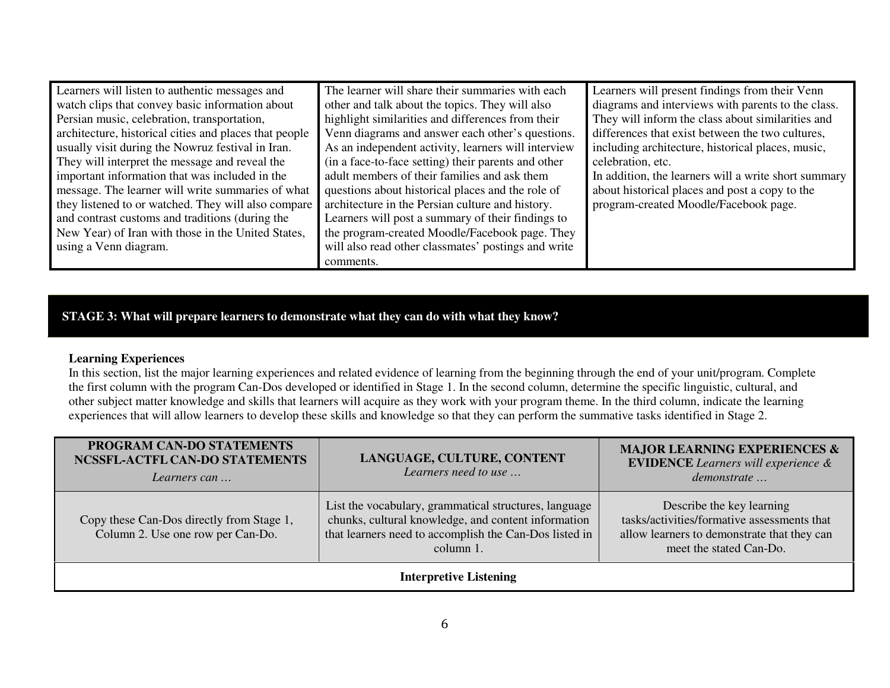| | | |
|---|---|---|
| Learners will listen to authentic messages and watch clips that convey basic information about Persian music, celebration, transportation, architecture, historical cities and places that people usually visit during the Nowruz festival in Iran. They will interpret the message and reveal the important information that was included in the message. The learner will write summaries of what they listened to or watched. They will also compare and contrast customs and traditions (during the New Year) of Iran with those in the United States, using a Venn diagram. | The learner will share their summaries with each other and talk about the topics. They will also highlight similarities and differences from their Venn diagrams and answer each other's questions. As an independent activity, learners will interview (in a face-to-face setting) their parents and other adult members of their families and ask them questions about historical places and the role of architecture in the Persian culture and history. Learners will post a summary of their findings to the program-created Moodle/Facebook page. They will also read other classmates' postings and write comments. | Learners will present findings from their Venn diagrams and interviews with parents to the class. They will inform the class about similarities and differences that exist between the two cultures, including architecture, historical places, music, celebration, etc. In addition, the learners will a write short summary about historical places and post a copy to the program-created Moodle/Facebook page. |

## STAGE 3: What will prepare learners to demonstrate what they can do with what they know?

**Learning Experiences**

In this section, list the major learning experiences and related evidence of learning from the beginning through the end of your unit/program. Complete the first column with the program Can-Dos developed or identified in Stage 1. In the second column, determine the specific linguistic, cultural, and other subject matter knowledge and skills that learners will acquire as they work with your program theme. In the third column, indicate the learning experiences that will allow learners to develop these skills and knowledge so that they can perform the summative tasks identified in Stage 2.

| **PROGRAM CAN-DO STATEMENTS NCSSFL-ACTFL CAN-DO STATEMENTS** *Learners can …* | **LANGUAGE, CULTURE, CONTENT** *Learners need to use …* | **MAJOR LEARNING EXPERIENCES & EVIDENCE** *Learners will experience & demonstrate …* |
|---|---|---|
| Copy these Can-Dos directly from Stage 1, Column 2. Use one row per Can-Do. | List the vocabulary, grammatical structures, language chunks, cultural knowledge, and content information that learners need to accomplish the Can-Dos listed in column 1. | Describe the key learning tasks/activities/formative assessments that allow learners to demonstrate that they can meet the stated Can-Do. |
| **Interpretive Listening** | | |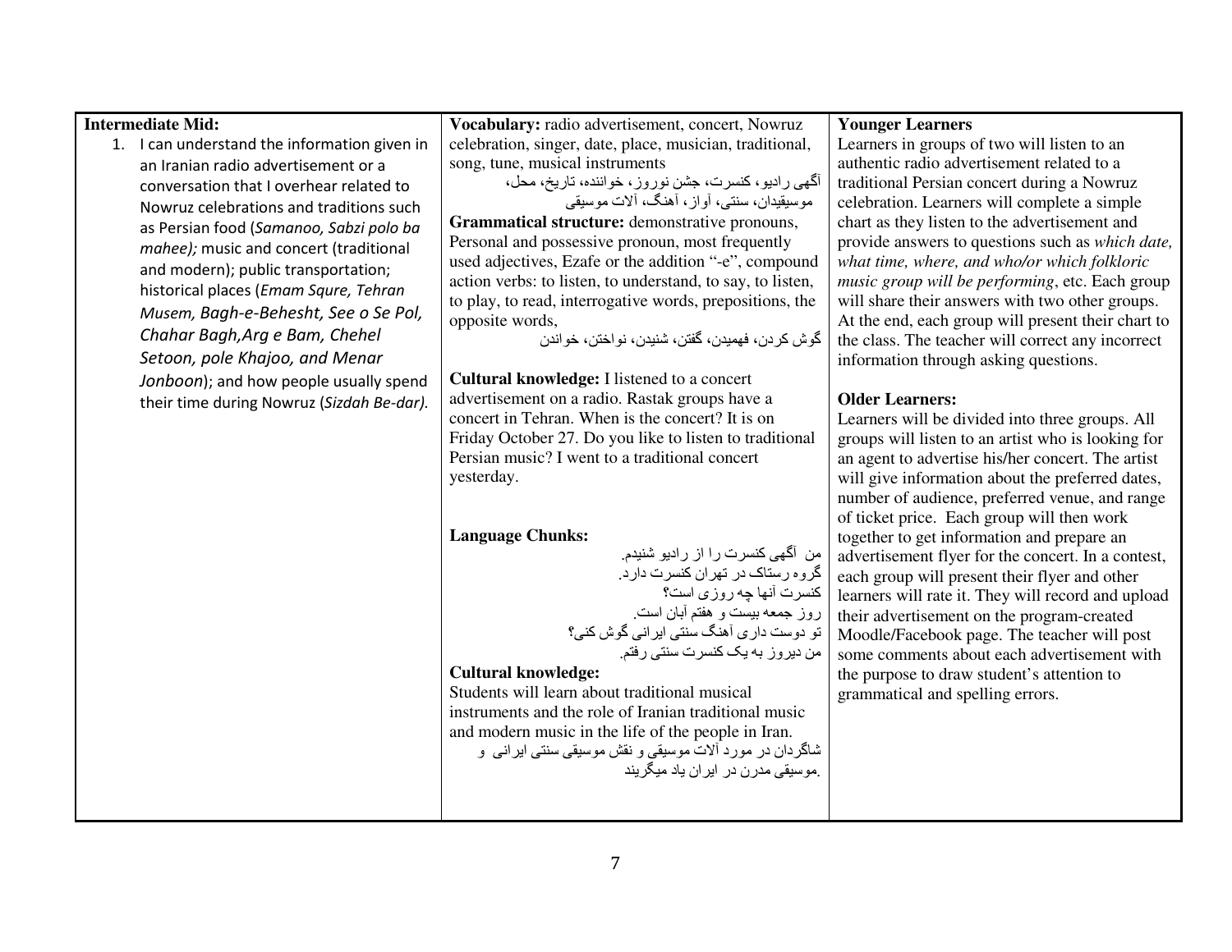| | | |
|---|---|---|
| **Intermediate Mid:**<br>1. I can understand the information given in an Iranian radio advertisement or a conversation that I overhear related to Nowruz celebrations and traditions such as Persian food (*Samanoo, Sabzi polo ba mahee);* music and concert (traditional and modern); public transportation; historical places (*Emam Squre, Tehran Musem, Bagh-e-Behesht, See o Se Pol, Chahar Bagh,Arg e Bam, Chehel Setoon, pole Khajoo, and Menar Jonboon*); and how people usually spend their time during Nowruz (*Sizdah Be-dar).* | **Vocabulary:** radio advertisement, concert, Nowruz celebration, singer, date, place, musician, traditional, song, tune, musical instruments<br>آگهی رادیو، کنسرت، جشن نوروز، خواننده، تاریخ، محل، موسیقیدان، سنتی، آواز، آهنگ، آلات موسیقی<br>**Grammatical structure:** demonstrative pronouns, Personal and possessive pronoun, most frequently used adjectives, Ezafe or the addition "-e", compound action verbs: to listen, to understand, to say, to listen, to play, to read, interrogative words, prepositions, the opposite words,<br>گوش کردن، فهمیدن، گفتن، شنیدن، نواختن، خواندن<br><br>**Cultural knowledge:** I listened to a concert advertisement on a radio. Rastak groups have a concert in Tehran. When is the concert? It is on Friday October 27. Do you like to listen to traditional Persian music? I went to a traditional concert yesterday.<br><br>**Language Chunks:**<br>من آگهی کنسرت را از رادیو شنیدم.<br>گروه رستاک در تهران کنسرت دارد.<br>کنسرت آنها چه روزی است؟<br>روز جمعه بیست و هفتم آبان است.<br>تو دوست داری آهنگ سنتی ایرانی گوش کنی؟<br>من دیروز به یک کنسرت سنتی رفتم.<br>**Cultural knowledge:**<br>Students will learn about traditional musical instruments and the role of Iranian traditional music and modern music in the life of the people in Iran.<br>شاگردان در مورد آلات موسیقی و نقش موسیقی سنتی ایرانی و موسیقی مدرن در ایران یاد میگرند. | **Younger Learners**<br>Learners in groups of two will listen to an authentic radio advertisement related to a traditional Persian concert during a Nowruz celebration. Learners will complete a simple chart as they listen to the advertisement and provide answers to questions such as *which date, what time, where, and who/or which folkloric music group will be performing*, etc. Each group will share their answers with two other groups. At the end, each group will present their chart to the class. The teacher will correct any incorrect information through asking questions.<br><br>**Older Learners:**<br>Learners will be divided into three groups. All groups will listen to an artist who is looking for an agent to advertise his/her concert. The artist will give information about the preferred dates, number of audience, preferred venue, and range of ticket price. Each group will then work together to get information and prepare an advertisement flyer for the concert. In a contest, each group will present their flyer and other learners will rate it. They will record and upload their advertisement on the program-created Moodle/Facebook page. The teacher will post some comments about each advertisement with the purpose to draw student's attention to grammatical and spelling errors. |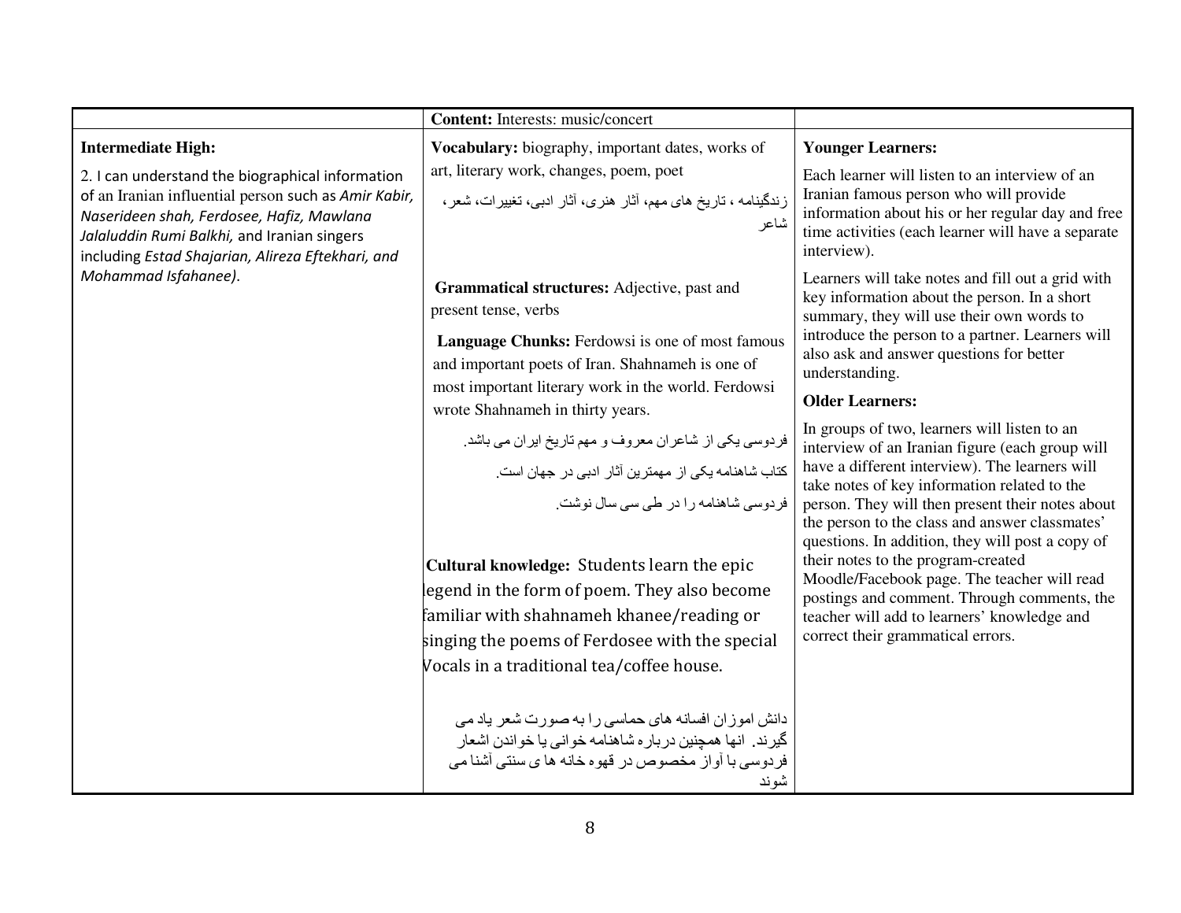| | Content: Interests: music/concert | |
|---|---|---|
| **Intermediate High:**<br><br>2. I can understand the biographical information of an Iranian influential person such as *Amir Kabir, Naserideen shah, Ferdosee, Hafiz, Mawlana Jalaluddin Rumi Balkhi,* and Iranian singers including *Estad Shajarian, Alireza Eftekhari, and Mohammad Isfahanee)*. | **Vocabulary:** biography, important dates, works of art, literary work, changes, poem, poet<br><br>زندگینامه ، تاریخ های مهم، آثار هنری، آثار ادبی، تغییرات، شعر، شاعر<br><br>**Grammatical structures:** Adjective, past and present tense, verbs<br><br>**Language Chunks:** Ferdowsi is one of most famous and important poets of Iran. Shahnameh is one of most important literary work in the world. Ferdowsi wrote Shahnameh in thirty years.<br><br>فردوسی یکی از شاعران معروف و مهم تاریخ ایران می باشد.<br><br>کتاب شاهنامه یکی از مهمترین آثار ادبی در جهان است.<br><br>فردوسی شاهنامه را در طی سی سال نوشت.<br><br>**Cultural knowledge:** Students learn the epic legend in the form of poem. They also become familiar with shahnameh khanee/reading or singing the poems of Ferdosee with the special Vocals in a traditional tea/coffee house.<br><br>دانش اموزان افسانه های حماسی را به صورت شعر یاد می گیرند. انها همچنین درباره شاهنامه خوانی یا خواندن اشعار فردوسی با آواز مخصوص در قهوه خانه ها ی سنتی آشنا می شوند | **Younger Learners:**<br><br>Each learner will listen to an interview of an Iranian famous person who will provide information about his or her regular day and free time activities (each learner will have a separate interview).<br><br>Learners will take notes and fill out a grid with key information about the person. In a short summary, they will use their own words to introduce the person to a partner. Learners will also ask and answer questions for better understanding.<br><br>**Older Learners:**<br><br>In groups of two, learners will listen to an interview of an Iranian figure (each group will have a different interview). The learners will take notes of key information related to the person. They will then present their notes about the person to the class and answer classmates' questions. In addition, they will post a copy of their notes to the program-created Moodle/Facebook page. The teacher will read postings and comment. Through comments, the teacher will add to learners' knowledge and correct their grammatical errors. |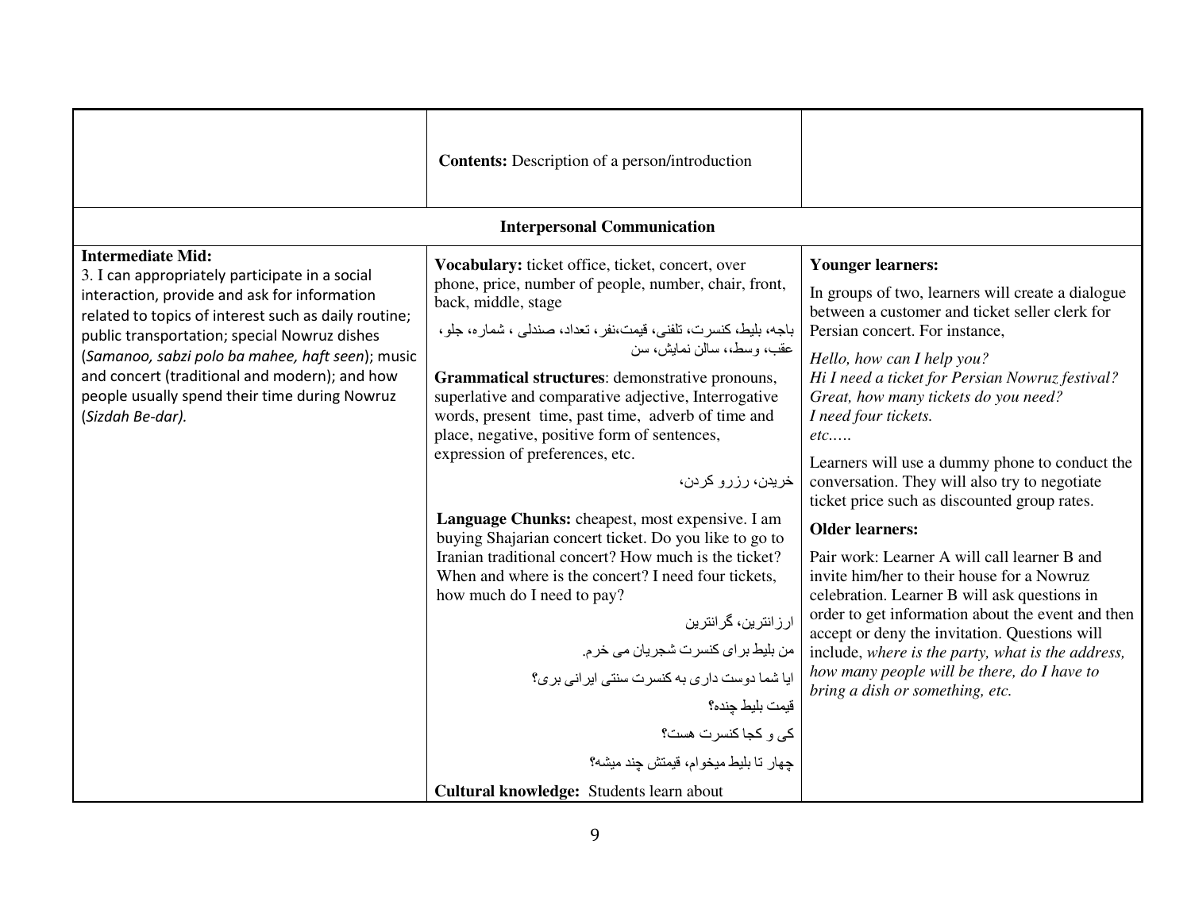| | | |
|---|---|---|
| | **Contents:** Description of a person/introduction | |
| **Interpersonal Communication** | | |
| **Intermediate Mid:**<br>3. I can appropriately participate in a social interaction, provide and ask for information related to topics of interest such as daily routine; public transportation; special Nowruz dishes (*Samanoo, sabzi polo ba mahee, haft seen*); music and concert (traditional and modern); and how people usually spend their time during Nowruz (*Sizdah Be-dar).* | **Vocabulary:** ticket office, ticket, concert, over phone, price, number of people, number, chair, front, back, middle, stage<br>باجه، بلیط، کنسرت، تلفنی، قیمت،نفر، تعداد، صندلی ، شماره، جلو، عقب، وسط، سالن نمایش، سن<br>**Grammatical structures**: demonstrative pronouns, superlative and comparative adjective, Interrogative words, present time, past time, adverb of time and place, negative, positive form of sentences, expression of preferences, etc.<br>خریدن، رزرو کردن،<br>**Language Chunks:** cheapest, most expensive. I am buying Shajarian concert ticket. Do you like to go to Iranian traditional concert? How much is the ticket? When and where is the concert? I need four tickets, how much do I need to pay?<br>ارزانترین، گرانترین<br>من بلیط برای کنسرت شجریان می خرم.<br>ایا شما دوست داری به کنسرت سنتی ایرانی بری؟<br>قیمت بلیط چنده؟<br>کی و کجا کنسرت هست؟<br>چهار تا بلیط میخوام، قیمتش چند میشه؟<br>**Cultural knowledge:** Students learn about | **Younger learners:**<br>In groups of two, learners will create a dialogue between a customer and ticket seller clerk for Persian concert. For instance,<br>*Hello, how can I help you?*<br>*Hi I need a ticket for Persian Nowruz festival?*<br>*Great, how many tickets do you need?*<br>*I need four tickets.*<br>*etc.….*<br>Learners will use a dummy phone to conduct the conversation. They will also try to negotiate ticket price such as discounted group rates.<br>**Older learners:**<br>Pair work: Learner A will call learner B and invite him/her to their house for a Nowruz celebration. Learner B will ask questions in order to get information about the event and then accept or deny the invitation. Questions will include, *where is the party, what is the address, how many people will be there, do I have to bring a dish or something, etc.* |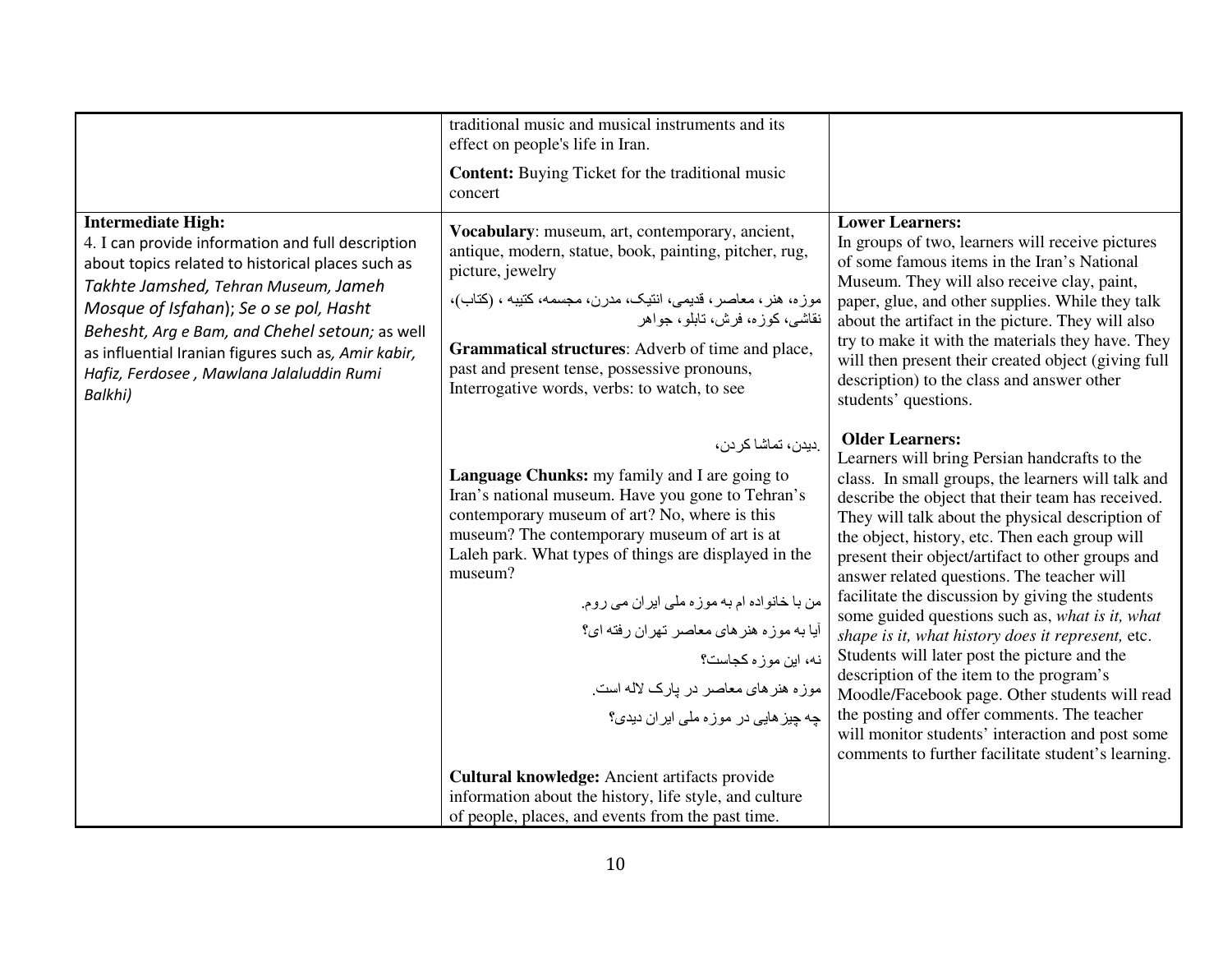| | | |
|---|---|---|
| | traditional music and musical instruments and its effect on people's life in Iran.<br><br>**Content:** Buying Ticket for the traditional music concert | |
| **Intermediate High:**<br>4. I can provide information and full description about topics related to historical places such as *Takhte Jamshed, Tehran Museum, Jameh Mosque of Isfahan*); *Se o se pol, Hasht Behesht, Arg e Bam, and Chehel setoun;* as well as influential Iranian figures such as*, Amir kabir, Hafiz, Ferdosee , Mawlana Jalaluddin Rumi Balkhi)* | **Vocabulary**: museum, art, contemporary, ancient, antique, modern, statue, book, painting, pitcher, rug, picture, jewelry<br><br>موزه، هنر، معاصر، قدیمی، انتیک، مدرن، مجسمه، کتیبه ، (کتاب)، نقاشی، کوزه، فرش، تابلو، جواهر<br><br>**Grammatical structures**: Adverb of time and place, past and present tense, possessive pronouns, Interrogative words, verbs: to watch, to see<br><br>.دیدن، تماشا کردن،<br><br>**Language Chunks:** my family and I are going to Iran's national museum. Have you gone to Tehran's contemporary museum of art? No, where is this museum? The contemporary museum of art is at Laleh park. What types of things are displayed in the museum?<br><br>من با خانواده ام به موزه ملی ایران می روم.<br>آیا به موزه هنرهای معاصر تهران رفته ای؟<br>نه، این موزه کجاست؟<br>موزه هنرهای معاصر در پارک لاله است.<br>چه چیزهایی در موزه ملی ایران دیدی؟<br><br>**Cultural knowledge:** Ancient artifacts provide information about the history, life style, and culture of people, places, and events from the past time. | **Lower Learners:**<br>In groups of two, learners will receive pictures of some famous items in the Iran's National Museum. They will also receive clay, paint, paper, glue, and other supplies. While they talk about the artifact in the picture. They will also try to make it with the materials they have. They will then present their created object (giving full description) to the class and answer other students' questions.<br><br>**Older Learners:**<br>Learners will bring Persian handcrafts to the class. In small groups, the learners will talk and describe the object that their team has received. They will talk about the physical description of the object, history, etc. Then each group will present their object/artifact to other groups and answer related questions. The teacher will facilitate the discussion by giving the students some guided questions such as, *what is it, what shape is it, what history does it represent,* etc. Students will later post the picture and the description of the item to the program's Moodle/Facebook page. Other students will read the posting and offer comments. The teacher will monitor students' interaction and post some comments to further facilitate student's learning. |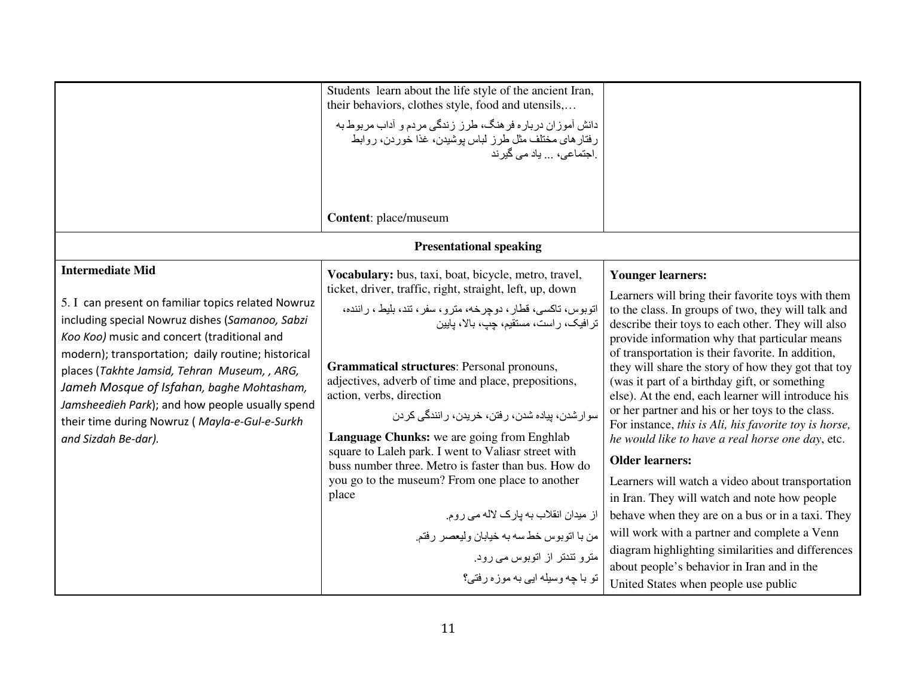| | | |
|---|---|---|
| | Students learn about the life style of the ancient Iran, their behaviors, clothes style, food and utensils,…<br><br>دانش آموزان درباره فرهنگ، طرز زندگی مردم و آداب مربوط به رفتارهای مختلف مثل طرز لباس پوشیدن، غذا خوردن، روابط اجتماعی، ... یاد می گیرند.<br><br>**Content**: place/museum | |
| **Presentational speaking** | | |
| **Intermediate Mid**<br><br>5. I can present on familiar topics related Nowruz including special Nowruz dishes (*Samanoo, Sabzi Koo Koo)* music and concert (traditional and modern); transportation; daily routine; historical places (*Takhte Jamsid, Tehran Museum, , ARG, Jameh Mosque of Isfahan, baghe Mohtasham, Jamsheedieh Park*); and how people usually spend their time during Nowruz ( *Mayla-e-Gul-e-Surkh and Sizdah Be-dar).* | **Vocabulary:** bus, taxi, boat, bicycle, metro, travel, ticket, driver, traffic, right, straight, left, up, down<br><br>اتوبوس، تاکسی، قطار، دوچرخه، مترو، سفر، تند، بلیط ، راننده، ترافیک، راست، مستقیم، چپ، بالا، پایین<br><br>**Grammatical structures**: Personal pronouns, adjectives, adverb of time and place, prepositions, action, verbs, direction<br><br>سوارشدن، پیاده شدن، رفتن، خریدن، رانندگی کردن<br><br>**Language Chunks:** we are going from Enghlab square to Laleh park. I went to Valiasr street with buss number three. Metro is faster than bus. How do you go to the museum? From one place to another place<br><br>از میدان انقلاب به پارک لاله می روم.<br><br>من با اتوبوس خط سه به خیابان ولیعصر رفتم.<br><br>مترو تندتر از اتوبوس می رود.<br><br>تو با چه وسیله ایی به موزه رفتی؟ | **Younger learners:**<br><br>Learners will bring their favorite toys with them to the class. In groups of two, they will talk and describe their toys to each other. They will also provide information why that particular means of transportation is their favorite. In addition, they will share the story of how they got that toy (was it part of a birthday gift, or something else). At the end, each learner will introduce his or her partner and his or her toys to the class. For instance, *this is Ali, his favorite toy is horse, he would like to have a real horse one day*, etc.<br><br>**Older learners:**<br><br>Learners will watch a video about transportation in Iran. They will watch and note how people behave when they are on a bus or in a taxi. They will work with a partner and complete a Venn diagram highlighting similarities and differences about people's behavior in Iran and in the United States when people use public |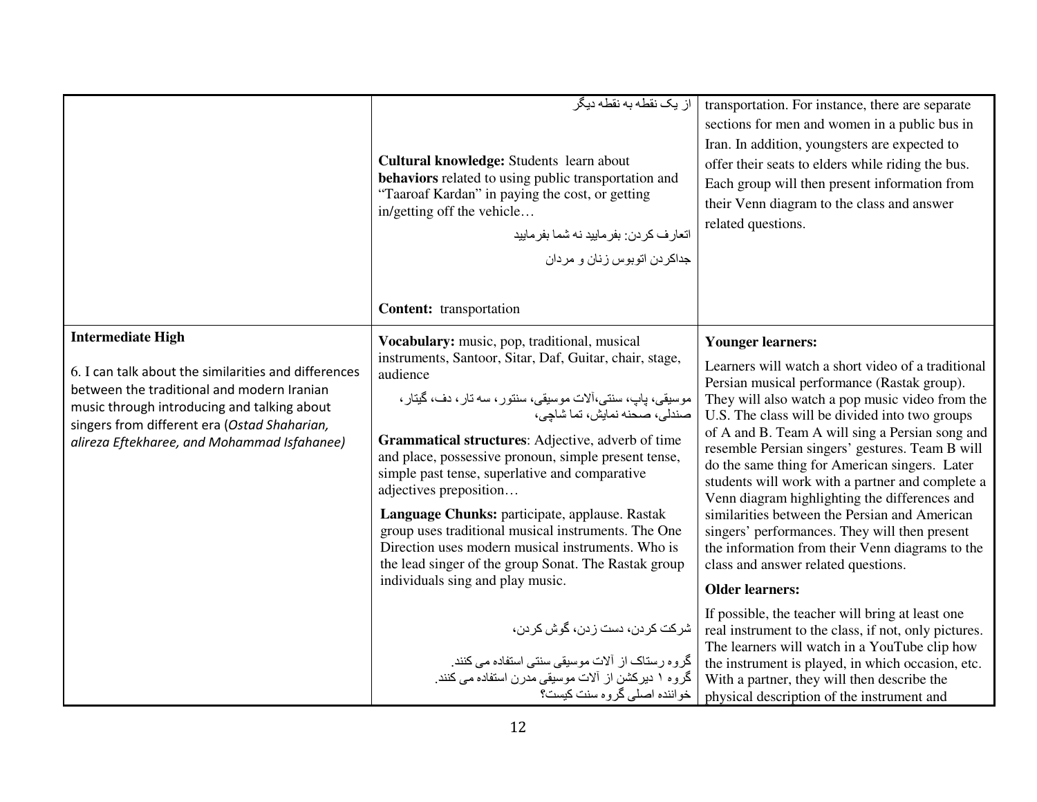| | | |
|---|---|---|
| | از یک نقطه به نقطه دیگر<br><br>**Cultural knowledge:** Students learn about **behaviors** related to using public transportation and "Taaroaf Kardan" in paying the cost, or getting in/getting off the vehicle…<br><br>اتعارف کردن: بفرمایید نه شما بفرمایید<br><br>جداکردن اتوبوس زنان و مردان<br><br>**Content:** transportation | transportation. For instance, there are separate sections for men and women in a public bus in Iran. In addition, youngsters are expected to offer their seats to elders while riding the bus. Each group will then present information from their Venn diagram to the class and answer related questions. |
| **Intermediate High**<br><br>6. I can talk about the similarities and differences between the traditional and modern Iranian music through introducing and talking about singers from different era (*Ostad Shaharian, alireza Eftekharee, and Mohammad Isfahanee)* | **Vocabulary:** music, pop, traditional, musical instruments, Santoor, Sitar, Daf, Guitar, chair, stage, audience<br><br>موسیقی، پاپ، سنتی،آلات موسیقی، سنتور، سه تار، دف، گیتار، صندلی، صحنه نمایش، تما شاچی،<br><br>**Grammatical structures**: Adjective, adverb of time and place, possessive pronoun, simple present tense, simple past tense, superlative and comparative adjectives preposition…<br><br>**Language Chunks:** participate, applause. Rastak group uses traditional musical instruments. The One Direction uses modern musical instruments. Who is the lead singer of the group Sonat. The Rastak group individuals sing and play music.<br><br>شرکت کردن، دست زدن، گوش کردن،<br><br>گروه رستاک از آلات موسیقی سنتی استفاده می کنند.<br>گروه ۱ دیرکشن از آلات موسیقی مدرن استفاده می کنند.<br>خواننده اصلی گروه سنت کیست؟ | **Younger learners:**<br><br>Learners will watch a short video of a traditional Persian musical performance (Rastak group). They will also watch a pop music video from the U.S. The class will be divided into two groups of A and B. Team A will sing a Persian song and resemble Persian singers' gestures. Team B will do the same thing for American singers. Later students will work with a partner and complete a Venn diagram highlighting the differences and similarities between the Persian and American singers' performances. They will then present the information from their Venn diagrams to the class and answer related questions.<br><br>**Older learners:**<br><br>If possible, the teacher will bring at least one real instrument to the class, if not, only pictures. The learners will watch in a YouTube clip how the instrument is played, in which occasion, etc. With a partner, they will then describe the physical description of the instrument and |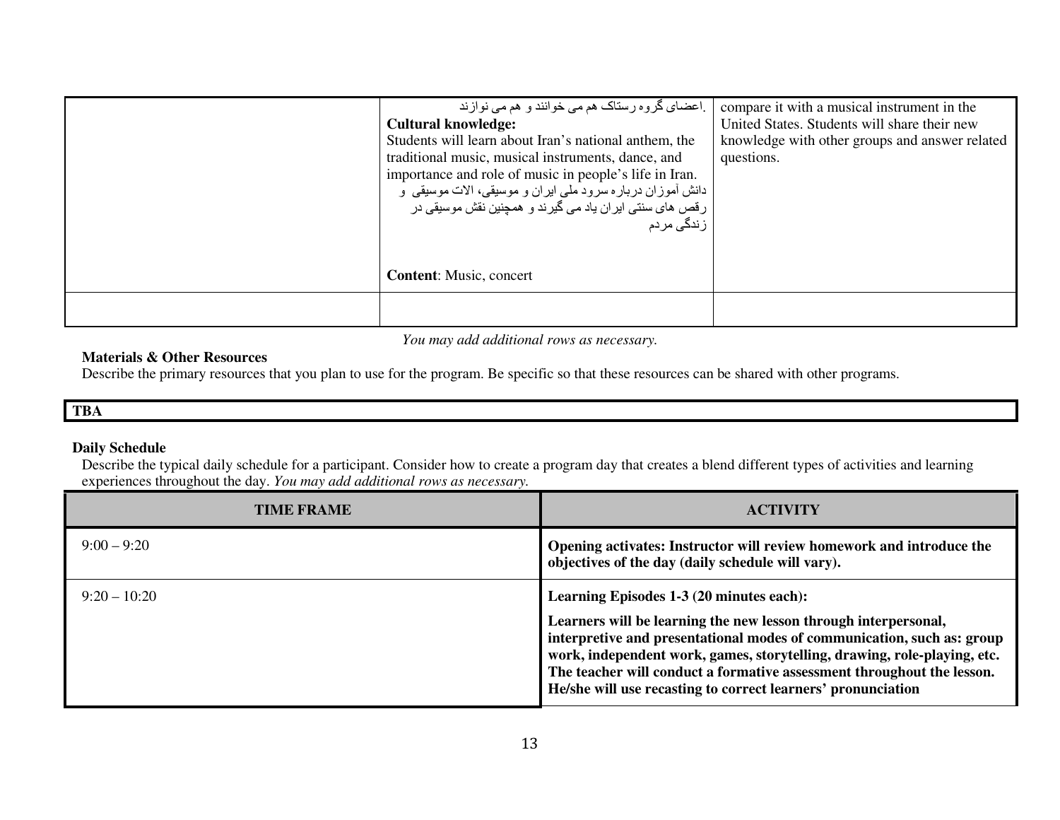| | | |
|---|---|---|
| | .اعضای گروه رستاک هم می خوانند و هم می نوازند<br>**Cultural knowledge:**<br>Students will learn about Iran's national anthem, the traditional music, musical instruments, dance, and importance and role of music in people's life in Iran.<br>دانش آموزان درباره سرود ملی ایران و موسیقی، الات موسیقی و رقص های سنتی ایران یاد می گیرند و همچنین نقش موسیقی در زندگی مردم<br><br>**Content**: Music, concert | compare it with a musical instrument in the United States. Students will share their new knowledge with other groups and answer related questions. |
| | | |

*You may add additional rows as necessary.*

**Materials & Other Resources**

Describe the primary resources that you plan to use for the program. Be specific so that these resources can be shared with other programs.

| |
|---|
| **TBA** |

**Daily Schedule**

Describe the typical daily schedule for a participant. Consider how to create a program day that creates a blend different types of activities and learning experiences throughout the day. *You may add additional rows as necessary.*

| TIME FRAME | ACTIVITY |
|---|---|
| 9:00 – 9:20 | **Opening activates: Instructor will review homework and introduce the objectives of the day (daily schedule will vary).** |
| 9:20 – 10:20 | **Learning Episodes 1-3 (20 minutes each):**<br>**Learners will be learning the new lesson through interpersonal, interpretive and presentational modes of communication, such as: group work, independent work, games, storytelling, drawing, role-playing, etc. The teacher will conduct a formative assessment throughout the lesson. He/she will use recasting to correct learners' pronunciation** |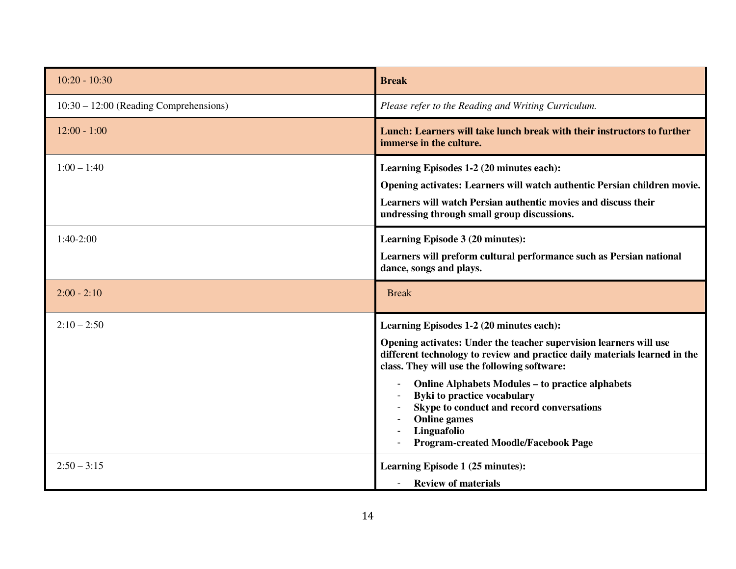| | |
|---|---|
| 10:20 - 10:30 | **Break** |
| 10:30 – 12:00 (Reading Comprehensions) | *Please refer to the Reading and Writing Curriculum.* |
| 12:00 - 1:00 | **Lunch: Learners will take lunch break with their instructors to further immerse in the culture.** |
| 1:00 – 1:40 | **Learning Episodes 1-2 (20 minutes each):**<br>**Opening activates: Learners will watch authentic Persian children movie.**<br>**Learners will watch Persian authentic movies and discuss their undressing through small group discussions.** |
| 1:40-2:00 | **Learning Episode 3 (20 minutes):**<br>**Learners will preform cultural performance such as Persian national dance, songs and plays.** |
| 2:00 - 2:10 | Break |
| 2:10 – 2:50 | **Learning Episodes 1-2 (20 minutes each):**<br>**Opening activates: Under the teacher supervision learners will use different technology to review and practice daily materials learned in the class. They will use the following software:**<br>- **Online Alphabets Modules – to practice alphabets**<br>- **Byki to practice vocabulary**<br>- **Skype to conduct and record conversations**<br>- **Online games**<br>- **Linguafolio**<br>- **Program-created Moodle/Facebook Page** |
| 2:50 – 3:15 | **Learning Episode 1 (25 minutes):**<br>- **Review of materials** |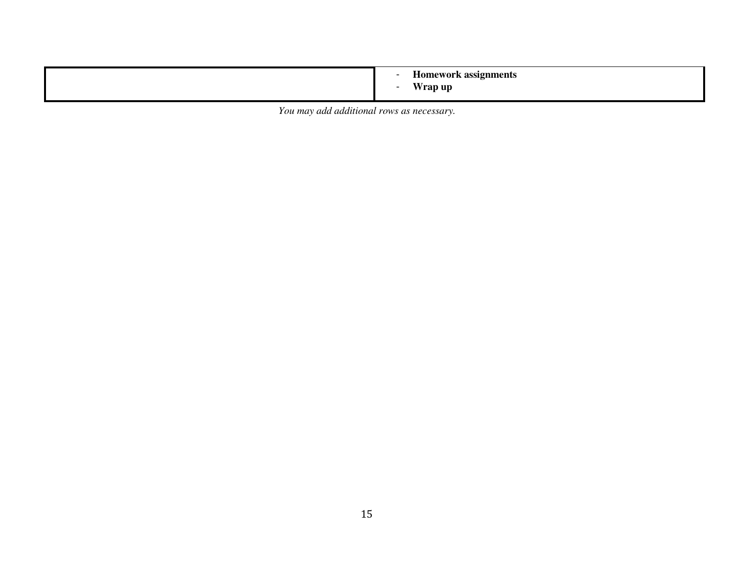| | |
|---|---|
| | - **Homework assignments**<br>- **Wrap up** |

*You may add additional rows as necessary.*